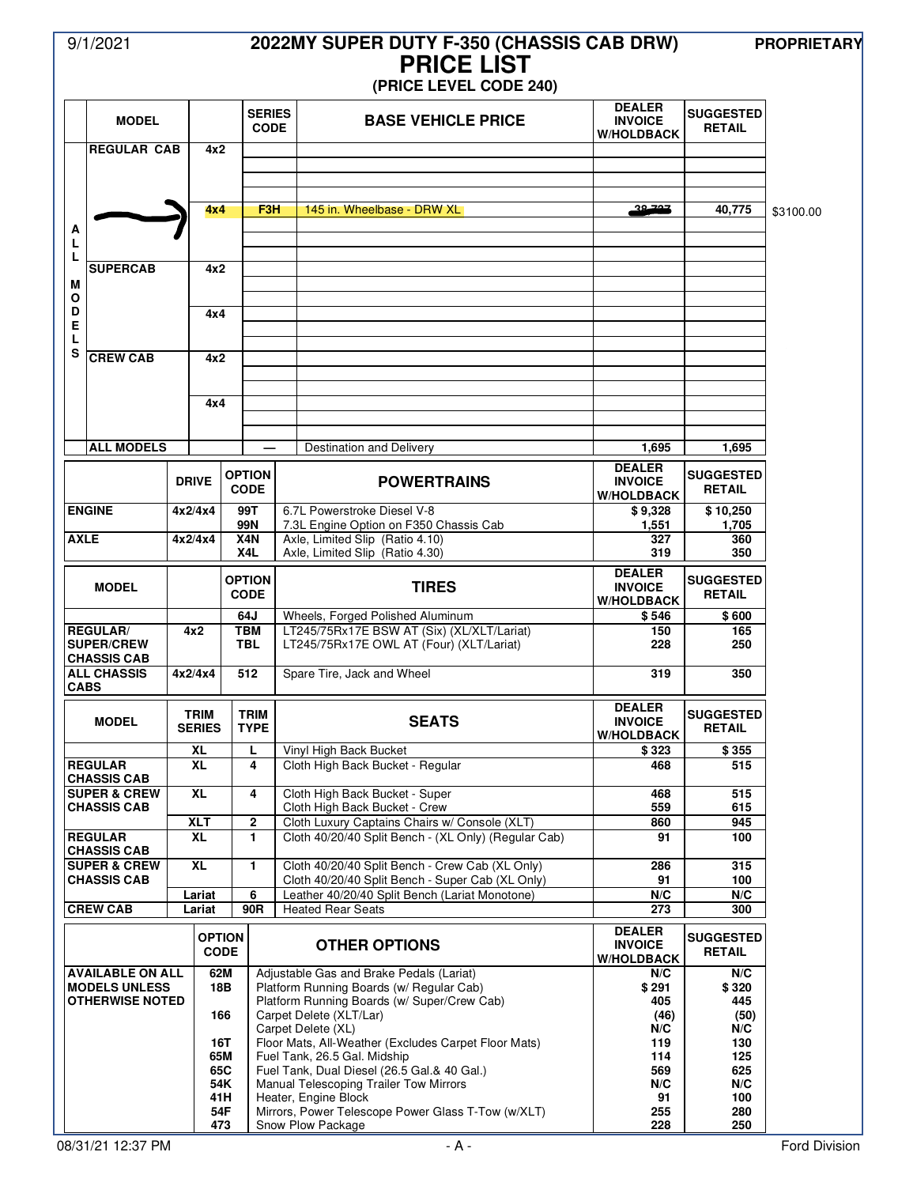9/1/2021

# 2022MY SUPER DUTY F-350 (CHASSIS CAB DRW)

PROPRIETARY

## PRICE LIST

### (PRICE LEVEL CODE 240)

| | MODEL | | SERIES CODE | BASE VEHICLE PRICE | DEALER INVOICE W/HOLDBACK | SUGGESTED RETAIL | |
|---|---|---|---|---|---|---|---|
| ALL MODELS | REGULAR CAB | 4x2 | | | | | |
| | | 4x4 | F3H | 145 in. Wheelbase - DRW XL | ~~38,727~~ | 40,775 | $3100.00 |
| | SUPERCAB | 4x2 | | | | | |
| | | 4x4 | | | | | |
| | CREW CAB | 4x2 | | | | | |
| | | 4x4 | | | | | |
| | ALL MODELS | | — | Destination and Delivery | 1,695 | 1,695 | |

| | DRIVE | OPTION CODE | POWERTRAINS | DEALER INVOICE W/HOLDBACK | SUGGESTED RETAIL |
|---|---|---|---|---|---|
| ENGINE | 4x2/4x4 | 99T | 6.7L Powerstroke Diesel V-8 | $ 9,328 | $ 10,250 |
| | | 99N | 7.3L Engine Option on F350 Chassis Cab | 1,551 | 1,705 |
| AXLE | 4x2/4x4 | X4N | Axle, Limited Slip (Ratio 4.10) | 327 | 360 |
| | | X4L | Axle, Limited Slip (Ratio 4.30) | 319 | 350 |

| MODEL | | OPTION CODE | TIRES | DEALER INVOICE W/HOLDBACK | SUGGESTED RETAIL |
|---|---|---|---|---|---|
| | | 64J | Wheels, Forged Polished Aluminum | $ 546 | $ 600 |
| REGULAR/ SUPER/CREW CHASSIS CAB | 4x2 | TBM | LT245/75Rx17E BSW AT (Six) (XL/XLT/Lariat) | 150 | 165 |
| | | TBL | LT245/75Rx17E OWL AT (Four) (XLT/Lariat) | 228 | 250 |
| ALL CHASSIS CABS | 4x2/4x4 | 512 | Spare Tire, Jack and Wheel | 319 | 350 |

| MODEL | TRIM SERIES | TRIM TYPE | SEATS | DEALER INVOICE W/HOLDBACK | SUGGESTED RETAIL |
|---|---|---|---|---|---|
| | XL | L | Vinyl High Back Bucket | $ 323 | $ 355 |
| REGULAR CHASSIS CAB | XL | 4 | Cloth High Back Bucket - Regular | 468 | 515 |
| SUPER & CREW CHASSIS CAB | XL | 4 | Cloth High Back Bucket - Super | 468 | 515 |
| | | | Cloth High Back Bucket - Crew | 559 | 615 |
| | XLT | 2 | Cloth Luxury Captains Chairs w/ Console (XLT) | 860 | 945 |
| REGULAR CHASSIS CAB | XL | 1 | Cloth 40/20/40 Split Bench - (XL Only) (Regular Cab) | 91 | 100 |
| SUPER & CREW CHASSIS CAB | XL | 1 | Cloth 40/20/40 Split Bench - Crew Cab (XL Only) | 286 | 315 |
| | | | Cloth 40/20/40 Split Bench - Super Cab (XL Only) | 91 | 100 |
| | Lariat | 6 | Leather 40/20/40 Split Bench (Lariat Monotone) | N/C | N/C |
| CREW CAB | Lariat | 90R | Heated Rear Seats | 273 | 300 |

| | OPTION CODE | OTHER OPTIONS | DEALER INVOICE W/HOLDBACK | SUGGESTED RETAIL |
|---|---|---|---|---|
| AVAILABLE ON ALL MODELS UNLESS OTHERWISE NOTED | 62M | Adjustable Gas and Brake Pedals (Lariat) | N/C | N/C |
| | 18B | Platform Running Boards (w/ Regular Cab) | $ 291 | $ 320 |
| | | Platform Running Boards (w/ Super/Crew Cab) | 405 | 445 |
| | 166 | Carpet Delete (XLT/Lar) | (46) | (50) |
| | | Carpet Delete (XL) | N/C | N/C |
| | 16T | Floor Mats, All-Weather (Excludes Carpet Floor Mats) | 119 | 130 |
| | 65M | Fuel Tank, 26.5 Gal. Midship | 114 | 125 |
| | 65C | Fuel Tank, Dual Diesel (26.5 Gal.& 40 Gal.) | 569 | 625 |
| | 54K | Manual Telescoping Trailer Tow Mirrors | N/C | N/C |
| | 41H | Heater, Engine Block | 91 | 100 |
| | 54F | Mirrors, Power Telescope Power Glass T-Tow (w/XLT) | 255 | 280 |
| | 473 | Snow Plow Package | 228 | 250 |

08/31/21 12:37 PM — Ford Division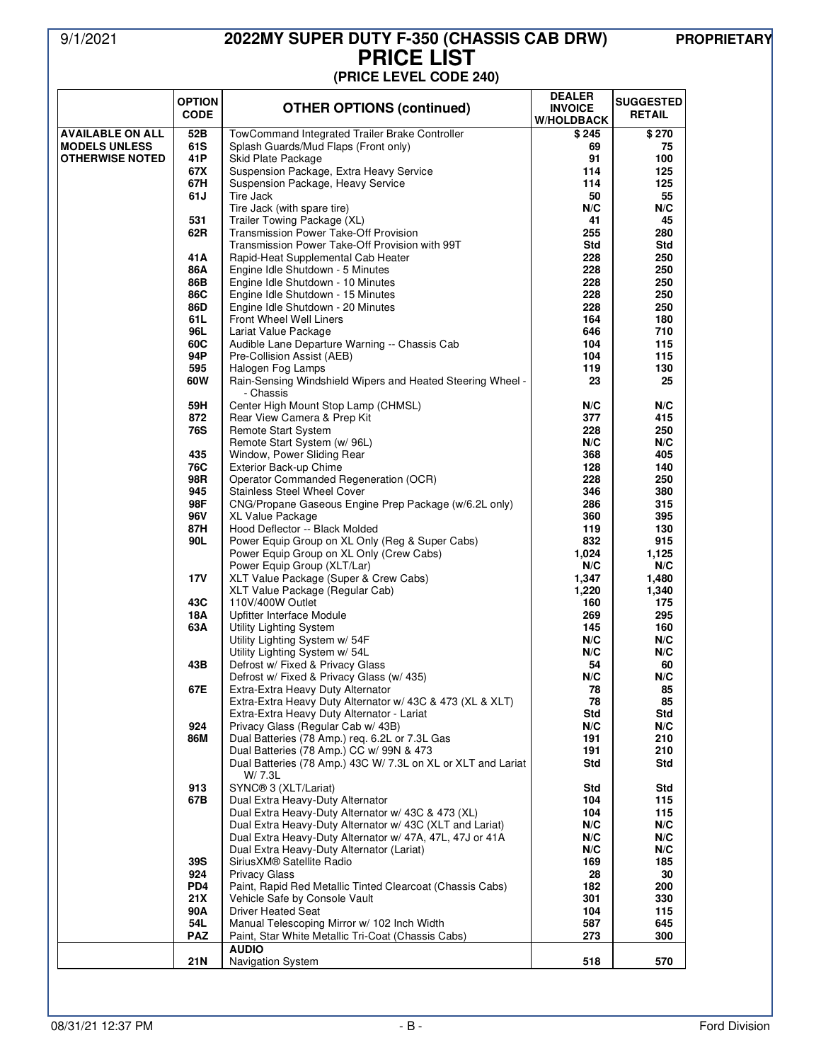# 2022MY SUPER DUTY F-350 (CHASSIS CAB DRW)
## PRICE LIST
### (PRICE LEVEL CODE 240)

9/1/2021 — PROPRIETARY

| | OPTION CODE | OTHER OPTIONS (continued) | DEALER INVOICE W/HOLDBACK | SUGGESTED RETAIL |
|---|---|---|---|---|
| **AVAILABLE ON ALL MODELS UNLESS OTHERWISE NOTED** | **52B** | TowCommand Integrated Trailer Brake Controller | **$ 245** | **$ 270** |
| | **61S** | Splash Guards/Mud Flaps (Front only) | **69** | **75** |
| | **41P** | Skid Plate Package | **91** | **100** |
| | **67X** | Suspension Package, Extra Heavy Service | **114** | **125** |
| | **67H** | Suspension Package, Heavy Service | **114** | **125** |
| | **61J** | Tire Jack | **50** | **55** |
| | | Tire Jack (with spare tire) | **N/C** | **N/C** |
| | **531** | Trailer Towing Package (XL) | **41** | **45** |
| | **62R** | Transmission Power Take-Off Provision | **255** | **280** |
| | | Transmission Power Take-Off Provision with 99T | **Std** | **Std** |
| | **41A** | Rapid-Heat Supplemental Cab Heater | **228** | **250** |
| | **86A** | Engine Idle Shutdown - 5 Minutes | **228** | **250** |
| | **86B** | Engine Idle Shutdown - 10 Minutes | **228** | **250** |
| | **86C** | Engine Idle Shutdown - 15 Minutes | **228** | **250** |
| | **86D** | Engine Idle Shutdown - 20 Minutes | **228** | **250** |
| | **61L** | Front Wheel Well Liners | **164** | **180** |
| | **96L** | Lariat Value Package | **646** | **710** |
| | **60C** | Audible Lane Departure Warning -- Chassis Cab | **104** | **115** |
| | **94P** | Pre-Collision Assist (AEB) | **104** | **115** |
| | **595** | Halogen Fog Lamps | **119** | **130** |
| | **60W** | Rain-Sensing Windshield Wipers and Heated Steering Wheel - - Chassis | **23** | **25** |
| | **59H** | Center High Mount Stop Lamp (CHMSL) | **N/C** | **N/C** |
| | **872** | Rear View Camera & Prep Kit | **377** | **415** |
| | **76S** | Remote Start System | **228** | **250** |
| | | Remote Start System (w/ 96L) | **N/C** | **N/C** |
| | **435** | Window, Power Sliding Rear | **368** | **405** |
| | **76C** | Exterior Back-up Chime | **128** | **140** |
| | **98R** | Operator Commanded Regeneration (OCR) | **228** | **250** |
| | **945** | Stainless Steel Wheel Cover | **346** | **380** |
| | **98F** | CNG/Propane Gaseous Engine Prep Package (w/6.2L only) | **286** | **315** |
| | **96V** | XL Value Package | **360** | **395** |
| | **87H** | Hood Deflector -- Black Molded | **119** | **130** |
| | **90L** | Power Equip Group on XL Only (Reg & Super Cabs) | **832** | **915** |
| | | Power Equip Group on XL Only (Crew Cabs) | **1,024** | **1,125** |
| | | Power Equip Group (XLT/Lar) | **N/C** | **N/C** |
| | **17V** | XLT Value Package (Super & Crew Cabs) | **1,347** | **1,480** |
| | | XLT Value Package (Regular Cab) | **1,220** | **1,340** |
| | **43C** | 110V/400W Outlet | **160** | **175** |
| | **18A** | Upfitter Interface Module | **269** | **295** |
| | **63A** | Utility Lighting System | **145** | **160** |
| | | Utility Lighting System w/ 54F | **N/C** | **N/C** |
| | | Utility Lighting System w/ 54L | **N/C** | **N/C** |
| | **43B** | Defrost w/ Fixed & Privacy Glass | **54** | **60** |
| | | Defrost w/ Fixed & Privacy Glass (w/ 435) | **N/C** | **N/C** |
| | **67E** | Extra-Extra Heavy Duty Alternator | **78** | **85** |
| | | Extra-Extra Heavy Duty Alternator w/ 43C & 473 (XL & XLT) | **78** | **85** |
| | | Extra-Extra Heavy Duty Alternator - Lariat | **Std** | **Std** |
| | **924** | Privacy Glass (Regular Cab w/ 43B) | **N/C** | **N/C** |
| | **86M** | Dual Batteries (78 Amp.) req. 6.2L or 7.3L Gas | **191** | **210** |
| | | Dual Batteries (78 Amp.) CC w/ 99N & 473 | **191** | **210** |
| | | Dual Batteries (78 Amp.) 43C W/ 7.3L on XL or XLT and Lariat W/ 7.3L | **Std** | **Std** |
| | **913** | SYNC® 3 (XLT/Lariat) | **Std** | **Std** |
| | **67B** | Dual Extra Heavy-Duty Alternator | **104** | **115** |
| | | Dual Extra Heavy-Duty Alternator w/ 43C & 473 (XL) | **104** | **115** |
| | | Dual Extra Heavy-Duty Alternator w/ 43C (XLT and Lariat) | **N/C** | **N/C** |
| | | Dual Extra Heavy-Duty Alternator w/ 47A, 47L, 47J or 41A | **N/C** | **N/C** |
| | | Dual Extra Heavy-Duty Alternator (Lariat) | **N/C** | **N/C** |
| | **39S** | SiriusXM® Satellite Radio | **169** | **185** |
| | **924** | Privacy Glass | **28** | **30** |
| | **PD4** | Paint, Rapid Red Metallic Tinted Clearcoat (Chassis Cabs) | **182** | **200** |
| | **21X** | Vehicle Safe by Console Vault | **301** | **330** |
| | **90A** | Driver Heated Seat | **104** | **115** |
| | **54L** | Manual Telescoping Mirror w/ 102 Inch Width | **587** | **645** |
| | **PAZ** | Paint, Star White Metallic Tri-Coat (Chassis Cabs) | **273** | **300** |
| | | **AUDIO** | | |
| | **21N** | Navigation System | **518** | **570** |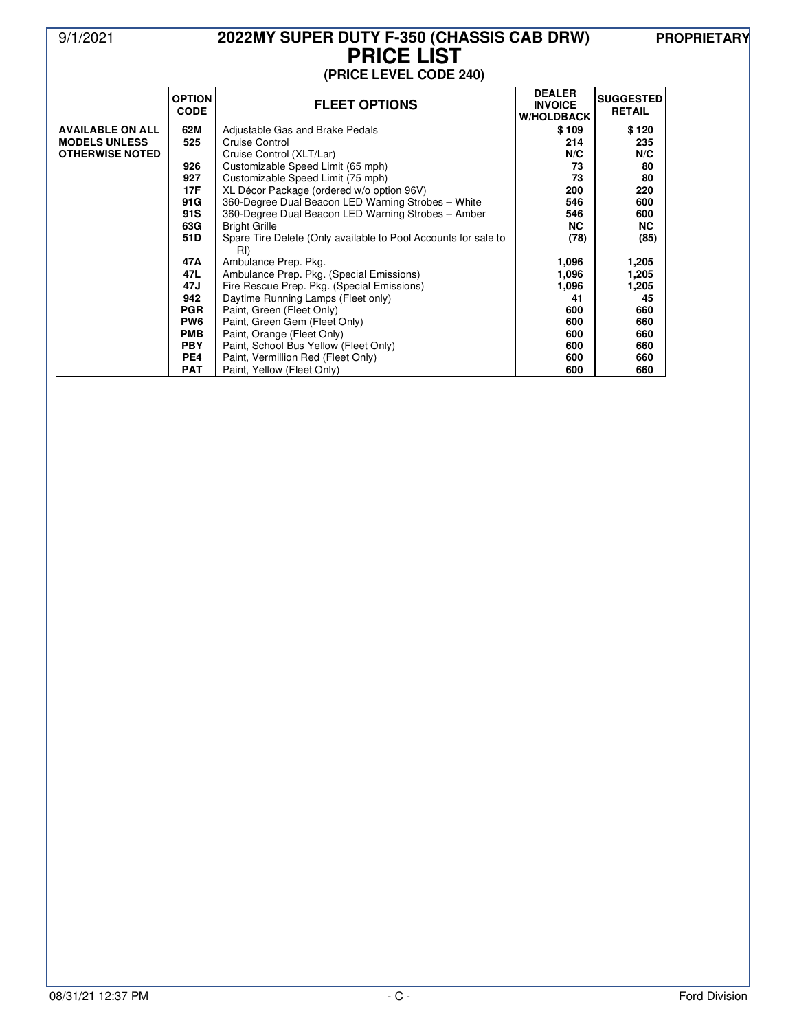# 2022MY SUPER DUTY F-350 (CHASSIS CAB DRW)
# PRICE LIST
## (PRICE LEVEL CODE 240)

| | OPTION CODE | FLEET OPTIONS | DEALER INVOICE W/HOLDBACK | SUGGESTED RETAIL |
|---|---|---|---|---|
| **AVAILABLE ON ALL MODELS UNLESS OTHERWISE NOTED** | **62M** | Adjustable Gas and Brake Pedals | **$ 109** | **$ 120** |
| | **525** | Cruise Control | **214** | **235** |
| | | Cruise Control (XLT/Lar) | **N/C** | **N/C** |
| | **926** | Customizable Speed Limit (65 mph) | **73** | **80** |
| | **927** | Customizable Speed Limit (75 mph) | **73** | **80** |
| | **17F** | XL Décor Package (ordered w/o option 96V) | **200** | **220** |
| | **91G** | 360-Degree Dual Beacon LED Warning Strobes – White | **546** | **600** |
| | **91S** | 360-Degree Dual Beacon LED Warning Strobes – Amber | **546** | **600** |
| | **63G** | Bright Grille | **NC** | **NC** |
| | **51D** | Spare Tire Delete (Only available to Pool Accounts for sale to RI) | **(78)** | **(85)** |
| | **47A** | Ambulance Prep. Pkg. | **1,096** | **1,205** |
| | **47L** | Ambulance Prep. Pkg. (Special Emissions) | **1,096** | **1,205** |
| | **47J** | Fire Rescue Prep. Pkg. (Special Emissions) | **1,096** | **1,205** |
| | **942** | Daytime Running Lamps (Fleet only) | **41** | **45** |
| | **PGR** | Paint, Green (Fleet Only) | **600** | **660** |
| | **PW6** | Paint, Green Gem (Fleet Only) | **600** | **660** |
| | **PMB** | Paint, Orange (Fleet Only) | **600** | **660** |
| | **PBY** | Paint, School Bus Yellow (Fleet Only) | **600** | **660** |
| | **PE4** | Paint, Vermillion Red (Fleet Only) | **600** | **660** |
| | **PAT** | Paint, Yellow (Fleet Only) | **600** | **660** |